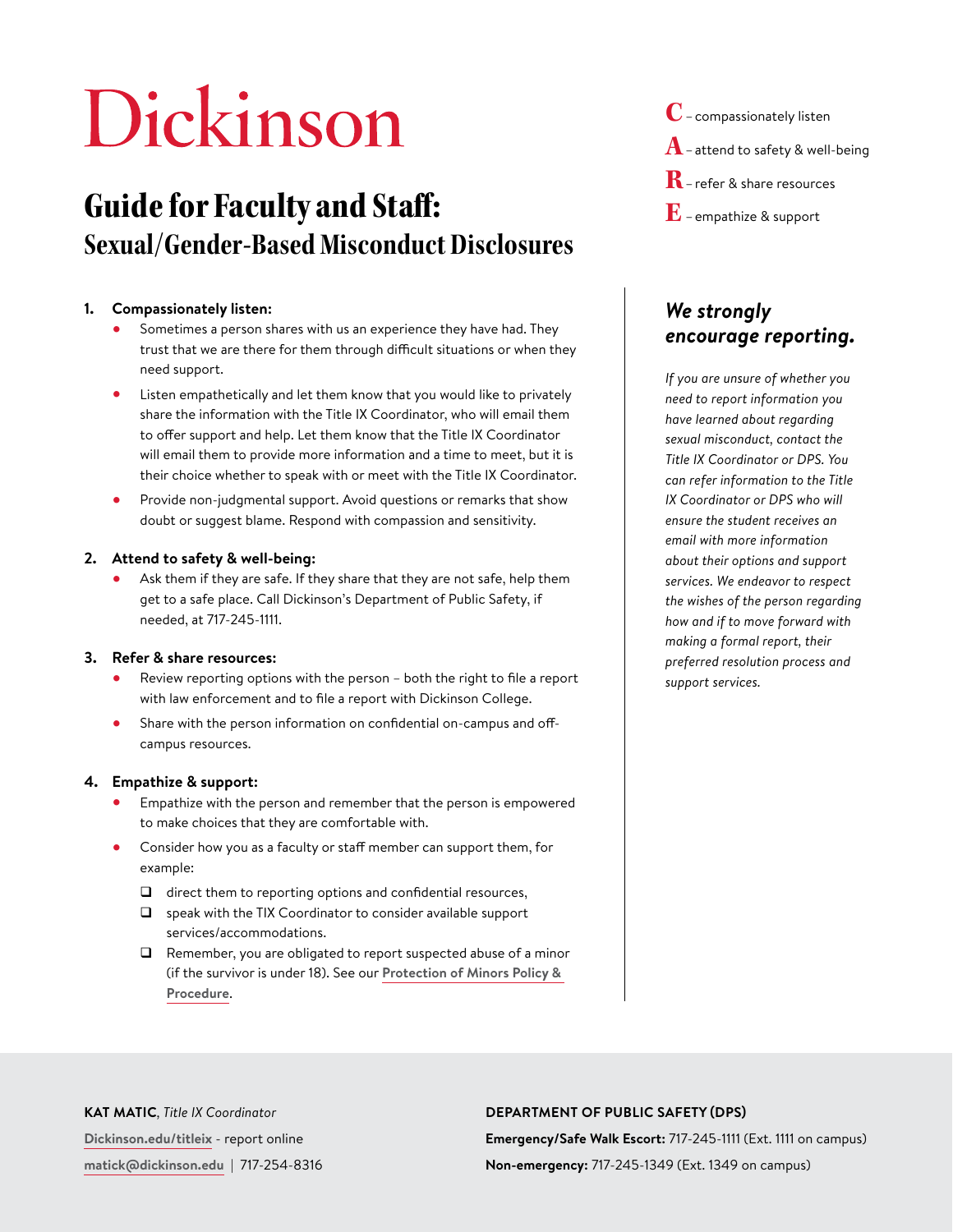# Dickinson

## Guide for Faculty and Staff:
### Sexual/Gender-Based Misconduct Disclosures

**C** – compassionately listen
**A** – attend to safety & well-being
**R** – refer & share resources
**E** – empathize & support

1. **Compassionately listen:**
   - Sometimes a person shares with us an experience they have had. They trust that we are there for them through difficult situations or when they need support.
   - Listen empathetically and let them know that you would like to privately share the information with the Title IX Coordinator, who will email them to offer support and help. Let them know that the Title IX Coordinator will email them to provide more information and a time to meet, but it is their choice whether to speak with or meet with the Title IX Coordinator.
   - Provide non-judgmental support. Avoid questions or remarks that show doubt or suggest blame. Respond with compassion and sensitivity.

2. **Attend to safety & well-being:**
   - Ask them if they are safe. If they share that they are not safe, help them get to a safe place. Call Dickinson's Department of Public Safety, if needed, at 717-245-1111.

3. **Refer & share resources:**
   - Review reporting options with the person – both the right to file a report with law enforcement and to file a report with Dickinson College.
   - Share with the person information on confidential on-campus and off-campus resources.

4. **Empathize & support:**
   - Empathize with the person and remember that the person is empowered to make choices that they are comfortable with.
   - Consider how you as a faculty or staff member can support them, for example:
     - [ ] direct them to reporting options and confidential resources,
     - [ ] speak with the TIX Coordinator to consider available support services/accommodations.
     - [ ] Remember, you are obligated to report suspected abuse of a minor (if the survivor is under 18). See our **Protection of Minors Policy & Procedure**.

***We strongly encourage reporting.***

*If you are unsure of whether you need to report information you have learned about regarding sexual misconduct, contact the Title IX Coordinator or DPS. You can refer information to the Title IX Coordinator or DPS who will ensure the student receives an email with more information about their options and support services. We endeavor to respect the wishes of the person regarding how and if to move forward with making a formal report, their preferred resolution process and support services.*

**KAT MATIC**, *Title IX Coordinator*
**Dickinson.edu/titleix** - report online
**matick@dickinson.edu** | 717-254-8316

**DEPARTMENT OF PUBLIC SAFETY (DPS)**
**Emergency/Safe Walk Escort:** 717-245-1111 (Ext. 1111 on campus)
**Non-emergency:** 717-245-1349 (Ext. 1349 on campus)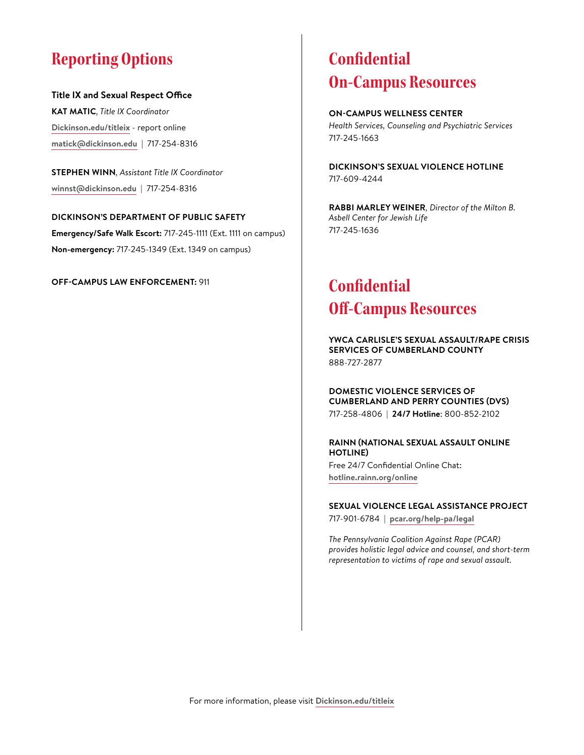# Reporting Options

**Title IX and Sexual Respect Office**

**KAT MATIC**, *Title IX Coordinator*

Dickinson.edu/titleix - report online

matick@dickinson.edu | 717-254-8316

**STEPHEN WINN**, *Assistant Title IX Coordinator*

winnst@dickinson.edu | 717-254-8316

**DICKINSON'S DEPARTMENT OF PUBLIC SAFETY**

**Emergency/Safe Walk Escort:** 717-245-1111 (Ext. 1111 on campus)

**Non-emergency:** 717-245-1349 (Ext. 1349 on campus)

**OFF-CAMPUS LAW ENFORCEMENT:** 911

# Confidential On-Campus Resources

**ON-CAMPUS WELLNESS CENTER**

*Health Services, Counseling and Psychiatric Services*

717-245-1663

**DICKINSON'S SEXUAL VIOLENCE HOTLINE**

717-609-4244

**RABBI MARLEY WEINER**, *Director of the Milton B. Asbell Center for Jewish Life*

717-245-1636

# Confidential Off-Campus Resources

**YWCA CARLISLE'S SEXUAL ASSAULT/RAPE CRISIS SERVICES OF CUMBERLAND COUNTY**

888-727-2877

**DOMESTIC VIOLENCE SERVICES OF CUMBERLAND AND PERRY COUNTIES (DVS)**

717-258-4806 | **24/7 Hotline**: 800-852-2102

**RAINN (NATIONAL SEXUAL ASSAULT ONLINE HOTLINE)**

Free 24/7 Confidential Online Chat:

hotline.rainn.org/online

**SEXUAL VIOLENCE LEGAL ASSISTANCE PROJECT**

717-901-6784 | pcar.org/help-pa/legal

*The Pennsylvania Coalition Against Rape (PCAR) provides holistic legal advice and counsel, and short-term representation to victims of rape and sexual assault.*

For more information, please visit Dickinson.edu/titleix